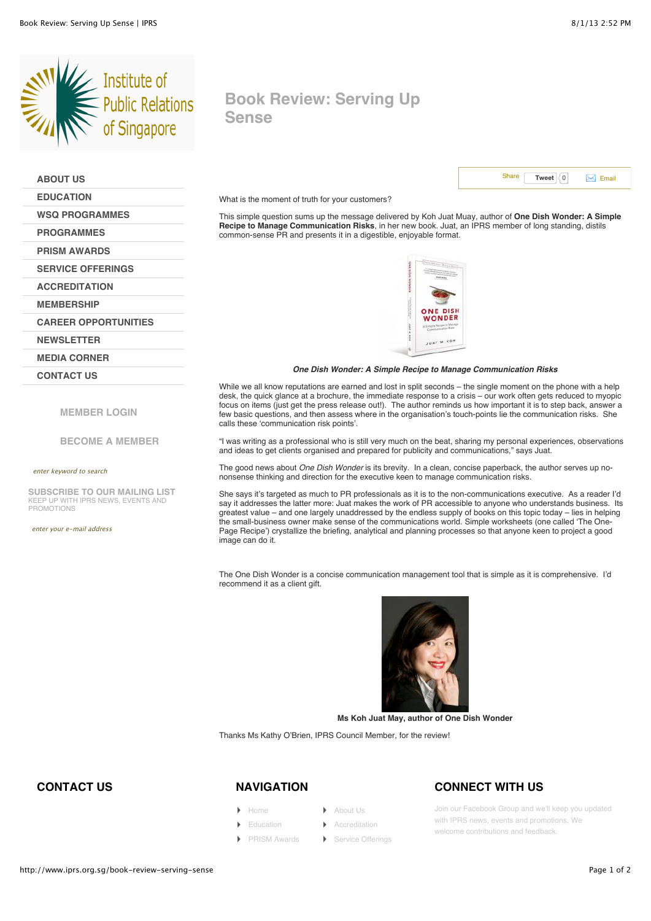# Book Review: Serving Up Sense

- ABOUT US
- EDUCATION
- WSQ PROGRAMMES
- PROGRAMMES
- PRISM AWARDS
- SERVICE OFFERINGS
- ACCREDITATION
- MEMBERSHIP
- CAREER OPPORTUNITIES
- NEWSLETTER
- MEDIA CORNER
- CONTACT US

MEMBER LOGIN

BECOME A MEMBER

enter keyword to search

SUBSCRIBE TO OUR MAILING LIST
KEEP UP WITH IPRS NEWS, EVENTS AND PROMOTIONS

enter your e-mail address

Share Tweet 0 Email

What is the moment of truth for your customers?

This simple question sums up the message delivered by Koh Juat Muay, author of **One Dish Wonder: A Simple Recipe to Manage Communication Risks**, in her new book. Juat, an IPRS member of long standing, distils common-sense PR and presents it in a digestible, enjoyable format.

***One Dish Wonder: A Simple Recipe to Manage Communication Risks***

While we all know reputations are earned and lost in split seconds – the single moment on the phone with a help desk, the quick glance at a brochure, the immediate response to a crisis – our work often gets reduced to myopic focus on items (just get the press release out!). The author reminds us how important it is to step back, answer a few basic questions, and then assess where in the organisation's touch-points lie the communication risks. She calls these 'communication risk points'.

"I was writing as a professional who is still very much on the beat, sharing my personal experiences, observations and ideas to get clients organised and prepared for publicity and communications," says Juat.

The good news about *One Dish Wonder* is its brevity. In a clean, concise paperback, the author serves up no-nonsense thinking and direction for the executive keen to manage communication risks.

She says it's targeted as much to PR professionals as it is to the non-communications executive. As a reader I'd say it addresses the latter more: Juat makes the work of PR accessible to anyone who understands business. Its greatest value – and one largely unaddressed by the endless supply of books on this topic today – lies in helping the small-business owner make sense of the communications world. Simple worksheets (one called 'The One-Page Recipe') crystallize the briefing, analytical and planning processes so that anyone keen to project a good image can do it.

The One Dish Wonder is a concise communication management tool that is simple as it is comprehensive. I'd recommend it as a client gift.

**Ms Koh Juat May, author of One Dish Wonder**

Thanks Ms Kathy O'Brien, IPRS Council Member, for the review!

## CONTACT US

## NAVIGATION

- Home
- Education
- PRISM Awards
- About Us
- Accreditation
- Service Offerings

## CONNECT WITH US

Join our Facebook Group and we'll keep you updated with IPRS news, events and promotions. We welcome contributions and feedback.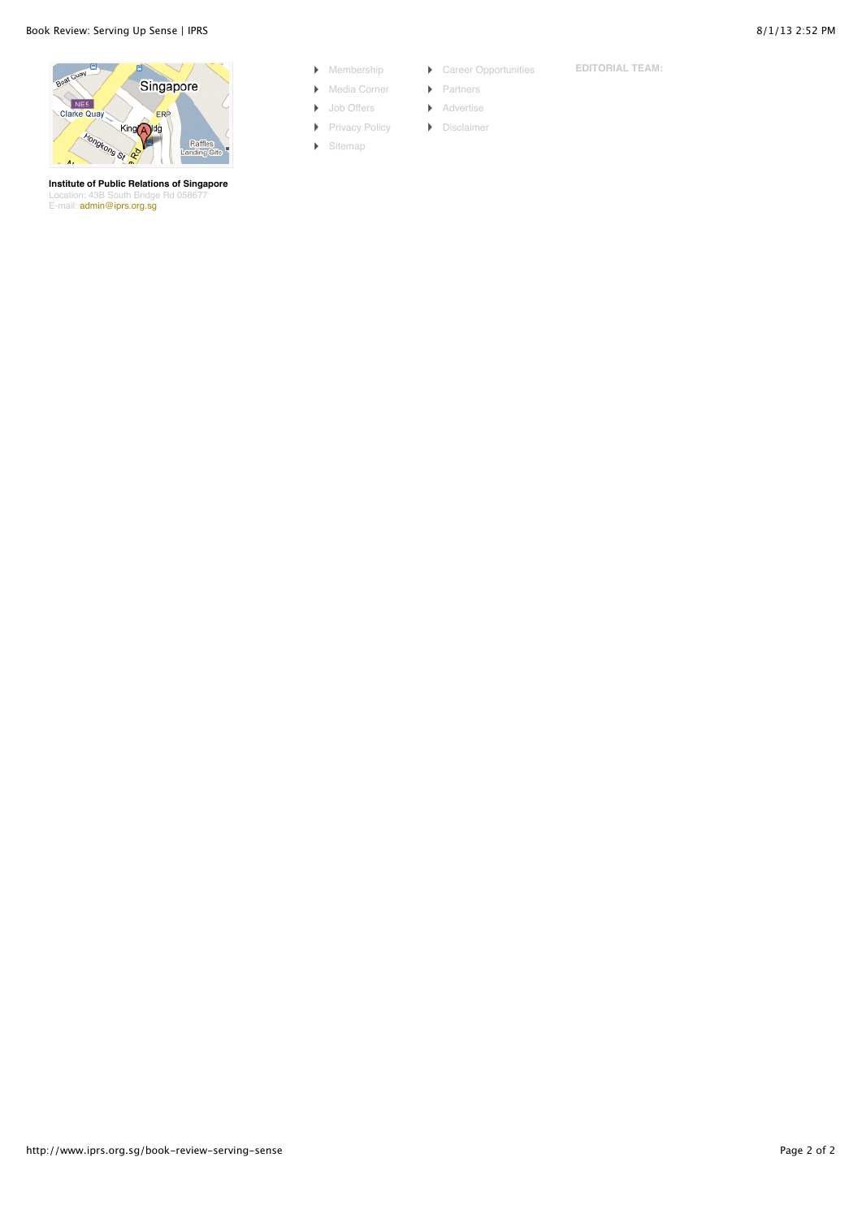**Institute of Public Relations of Singapore**
Location: 43B South Bridge Rd 058677
E-mail: admin@iprs.org.sg

- Membership
- Media Corner
- Job Offers
- Privacy Policy
- Sitemap

- Career Opportunities
- Partners
- Advertise
- Disclaimer

**EDITORIAL TEAM:**